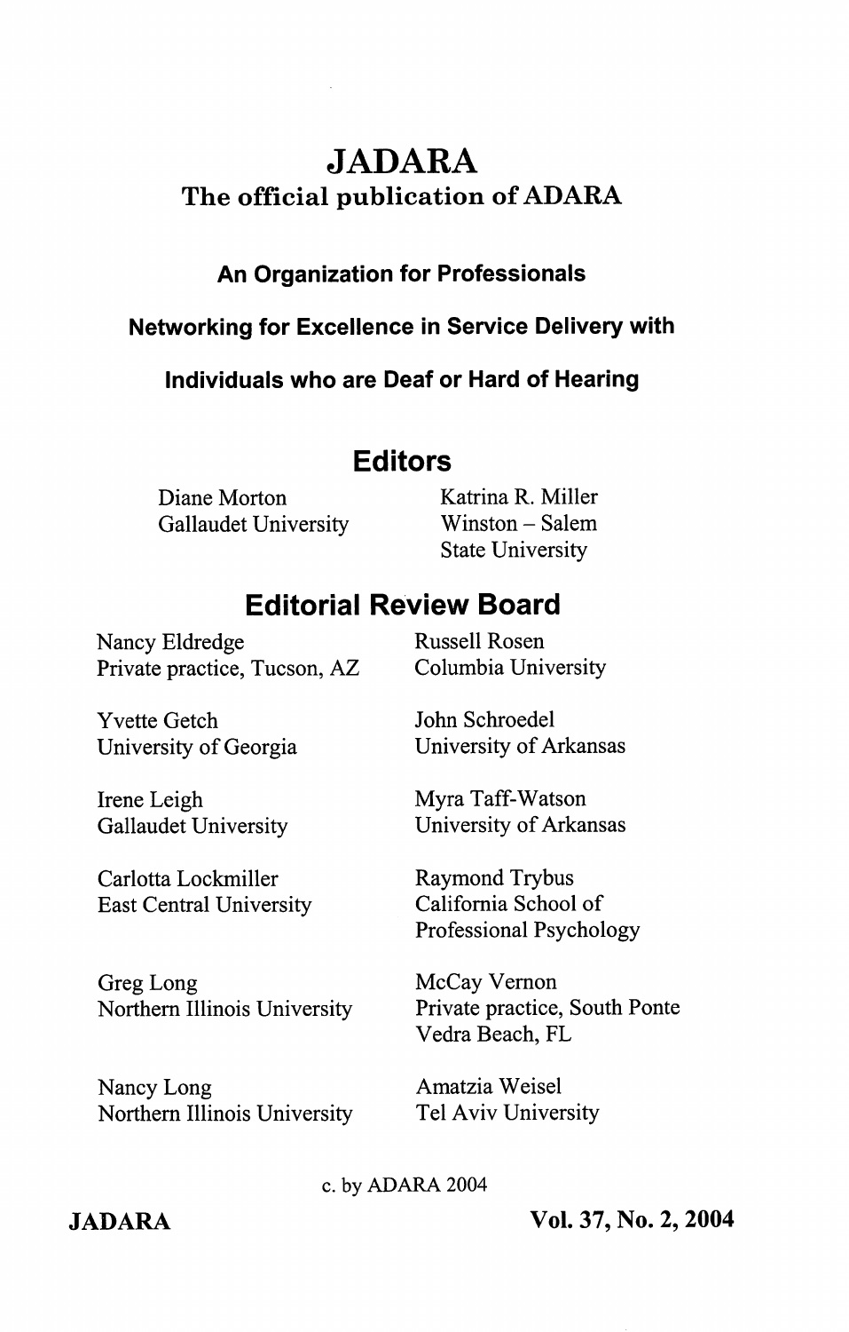# JADARA

## The official publication of ADARA

**An Organization for Professionals**

**Networking for Excellence in Service Delivery with**

**Individuals who are Deaf or Hard of Hearing**

## Editors

Diane Morton
Gallaudet University

Katrina R. Miller
Winston – Salem
State University

## Editorial Review Board

Nancy Eldredge
Private practice, Tucson, AZ

Yvette Getch
University of Georgia

Irene Leigh
Gallaudet University

Carlotta Lockmiller
East Central University

Greg Long
Northern Illinois University

Nancy Long
Northern Illinois University

Russell Rosen
Columbia University

John Schroedel
University of Arkansas

Myra Taff-Watson
University of Arkansas

Raymond Trybus
California School of Professional Psychology

McCay Vernon
Private practice, South Ponte Vedra Beach, FL

Amatzia Weisel
Tel Aviv University

c. by ADARA 2004

**JADARA** **Vol. 37, No. 2, 2004**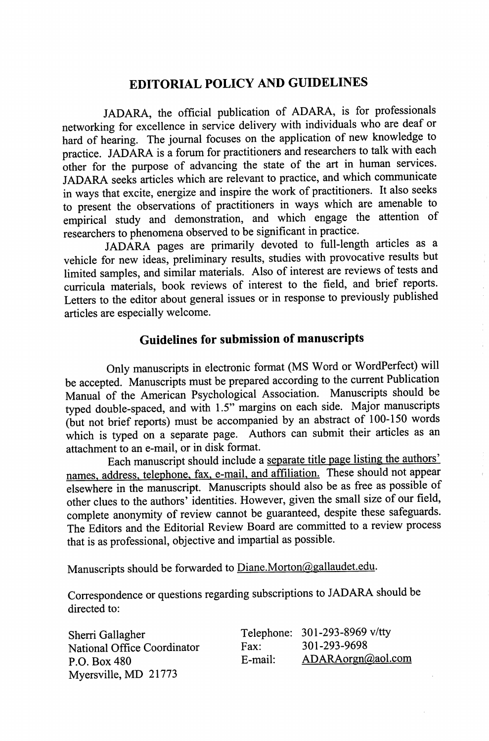## EDITORIAL POLICY AND GUIDELINES

JADARA, the official publication of ADARA, is for professionals networking for excellence in service delivery with individuals who are deaf or hard of hearing. The journal focuses on the application of new knowledge to practice. JADARA is a forum for practitioners and researchers to talk with each other for the purpose of advancing the state of the art in human services. JADARA seeks articles which are relevant to practice, and which communicate in ways that excite, energize and inspire the work of practitioners. It also seeks to present the observations of practitioners in ways which are amenable to empirical study and demonstration, and which engage the attention of researchers to phenomena observed to be significant in practice.

JADARA pages are primarily devoted to full-length articles as a vehicle for new ideas, preliminary results, studies with provocative results but limited samples, and similar materials. Also of interest are reviews of tests and curricula materials, book reviews of interest to the field, and brief reports. Letters to the editor about general issues or in response to previously published articles are especially welcome.

### Guidelines for submission of manuscripts

Only manuscripts in electronic format (MS Word or WordPerfect) will be accepted. Manuscripts must be prepared according to the current Publication Manual of the American Psychological Association. Manuscripts should be typed double-spaced, and with 1.5" margins on each side. Major manuscripts (but not brief reports) must be accompanied by an abstract of 100-150 words which is typed on a separate page. Authors can submit their articles as an attachment to an e-mail, or in disk format.

Each manuscript should include a <u>separate title page listing the authors' names, address, telephone, fax, e-mail, and affiliation.</u> These should not appear elsewhere in the manuscript. Manuscripts should also be as free as possible of other clues to the authors' identities. However, given the small size of our field, complete anonymity of review cannot be guaranteed, despite these safeguards. The Editors and the Editorial Review Board are committed to a review process that is as professional, objective and impartial as possible.

Manuscripts should be forwarded to Diane.Morton@gallaudet.edu.

Correspondence or questions regarding subscriptions to JADARA should be directed to:

Sherri Gallagher
National Office Coordinator
P.O. Box 480
Myersville, MD 21773

Telephone: 301-293-8969 v/tty
Fax: 301-293-9698
E-mail: ADARAorgn@aol.com